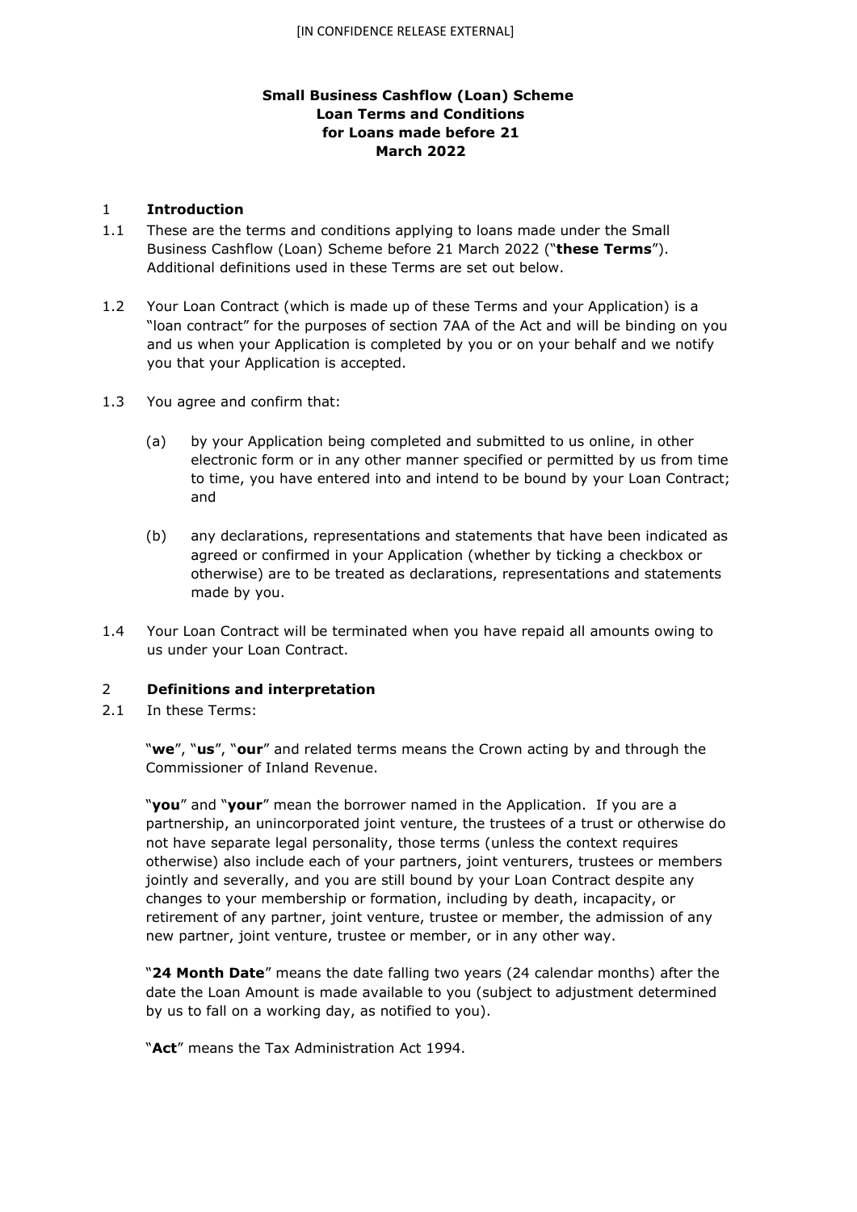# Small Business Cashflow (Loan) Scheme Loan Terms and Conditions for Loans made before 21 March 2022

## 1 Introduction

1.1 These are the terms and conditions applying to loans made under the Small Business Cashflow (Loan) Scheme before 21 March 2022 ("**these Terms**"). Additional definitions used in these Terms are set out below.

1.2 Your Loan Contract (which is made up of these Terms and your Application) is a "loan contract" for the purposes of section 7AA of the Act and will be binding on you and us when your Application is completed by you or on your behalf and we notify you that your Application is accepted.

1.3 You agree and confirm that:

(a) by your Application being completed and submitted to us online, in other electronic form or in any other manner specified or permitted by us from time to time, you have entered into and intend to be bound by your Loan Contract; and

(b) any declarations, representations and statements that have been indicated as agreed or confirmed in your Application (whether by ticking a checkbox or otherwise) are to be treated as declarations, representations and statements made by you.

1.4 Your Loan Contract will be terminated when you have repaid all amounts owing to us under your Loan Contract.

## 2 Definitions and interpretation

2.1 In these Terms:

"**we**", "**us**", "**our**" and related terms means the Crown acting by and through the Commissioner of Inland Revenue.

"**you**" and "**your**" mean the borrower named in the Application. If you are a partnership, an unincorporated joint venture, the trustees of a trust or otherwise do not have separate legal personality, those terms (unless the context requires otherwise) also include each of your partners, joint venturers, trustees or members jointly and severally, and you are still bound by your Loan Contract despite any changes to your membership or formation, including by death, incapacity, or retirement of any partner, joint venture, trustee or member, the admission of any new partner, joint venture, trustee or member, or in any other way.

"**24 Month Date**" means the date falling two years (24 calendar months) after the date the Loan Amount is made available to you (subject to adjustment determined by us to fall on a working day, as notified to you).

"**Act**" means the Tax Administration Act 1994.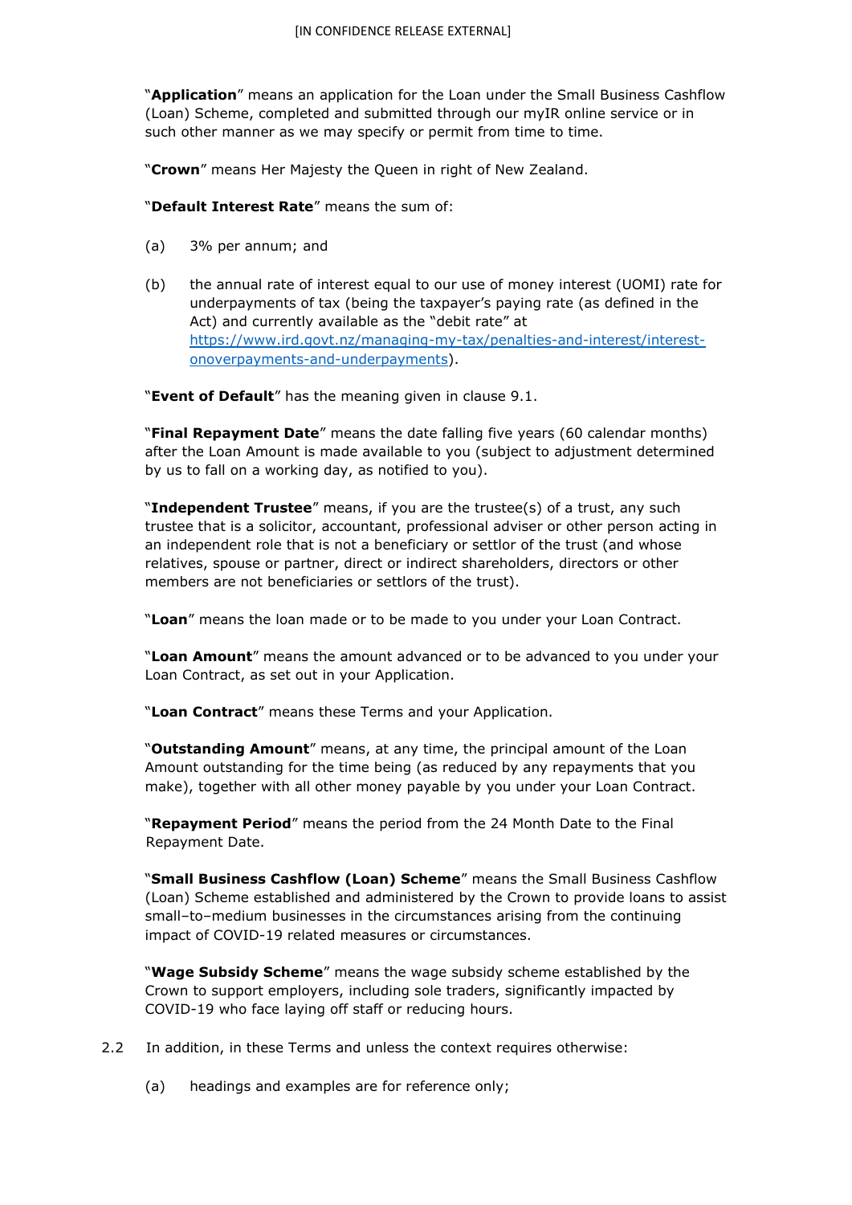"**Application**" means an application for the Loan under the Small Business Cashflow (Loan) Scheme, completed and submitted through our myIR online service or in such other manner as we may specify or permit from time to time.

"**Crown**" means Her Majesty the Queen in right of New Zealand.

"**Default Interest Rate**" means the sum of:

(a) 3% per annum; and

(b) the annual rate of interest equal to our use of money interest (UOMI) rate for underpayments of tax (being the taxpayer's paying rate (as defined in the Act) and currently available as the "debit rate" at [https://www.ird.govt.nz/managing-my-tax/penalties-and-interest/interest-onoverpayments-and-underpayments](https://www.ird.govt.nz/managing-my-tax/penalties-and-interest/interest-onoverpayments-and-underpayments)).

"**Event of Default**" has the meaning given in clause 9.1.

"**Final Repayment Date**" means the date falling five years (60 calendar months) after the Loan Amount is made available to you (subject to adjustment determined by us to fall on a working day, as notified to you).

"**Independent Trustee**" means, if you are the trustee(s) of a trust, any such trustee that is a solicitor, accountant, professional adviser or other person acting in an independent role that is not a beneficiary or settlor of the trust (and whose relatives, spouse or partner, direct or indirect shareholders, directors or other members are not beneficiaries or settlors of the trust).

"**Loan**" means the loan made or to be made to you under your Loan Contract.

"**Loan Amount**" means the amount advanced or to be advanced to you under your Loan Contract, as set out in your Application.

"**Loan Contract**" means these Terms and your Application.

"**Outstanding Amount**" means, at any time, the principal amount of the Loan Amount outstanding for the time being (as reduced by any repayments that you make), together with all other money payable by you under your Loan Contract.

"**Repayment Period**" means the period from the 24 Month Date to the Final Repayment Date.

"**Small Business Cashflow (Loan) Scheme**" means the Small Business Cashflow (Loan) Scheme established and administered by the Crown to provide loans to assist small–to–medium businesses in the circumstances arising from the continuing impact of COVID-19 related measures or circumstances.

"**Wage Subsidy Scheme**" means the wage subsidy scheme established by the Crown to support employers, including sole traders, significantly impacted by COVID-19 who face laying off staff or reducing hours.

2.2 In addition, in these Terms and unless the context requires otherwise:

(a) headings and examples are for reference only;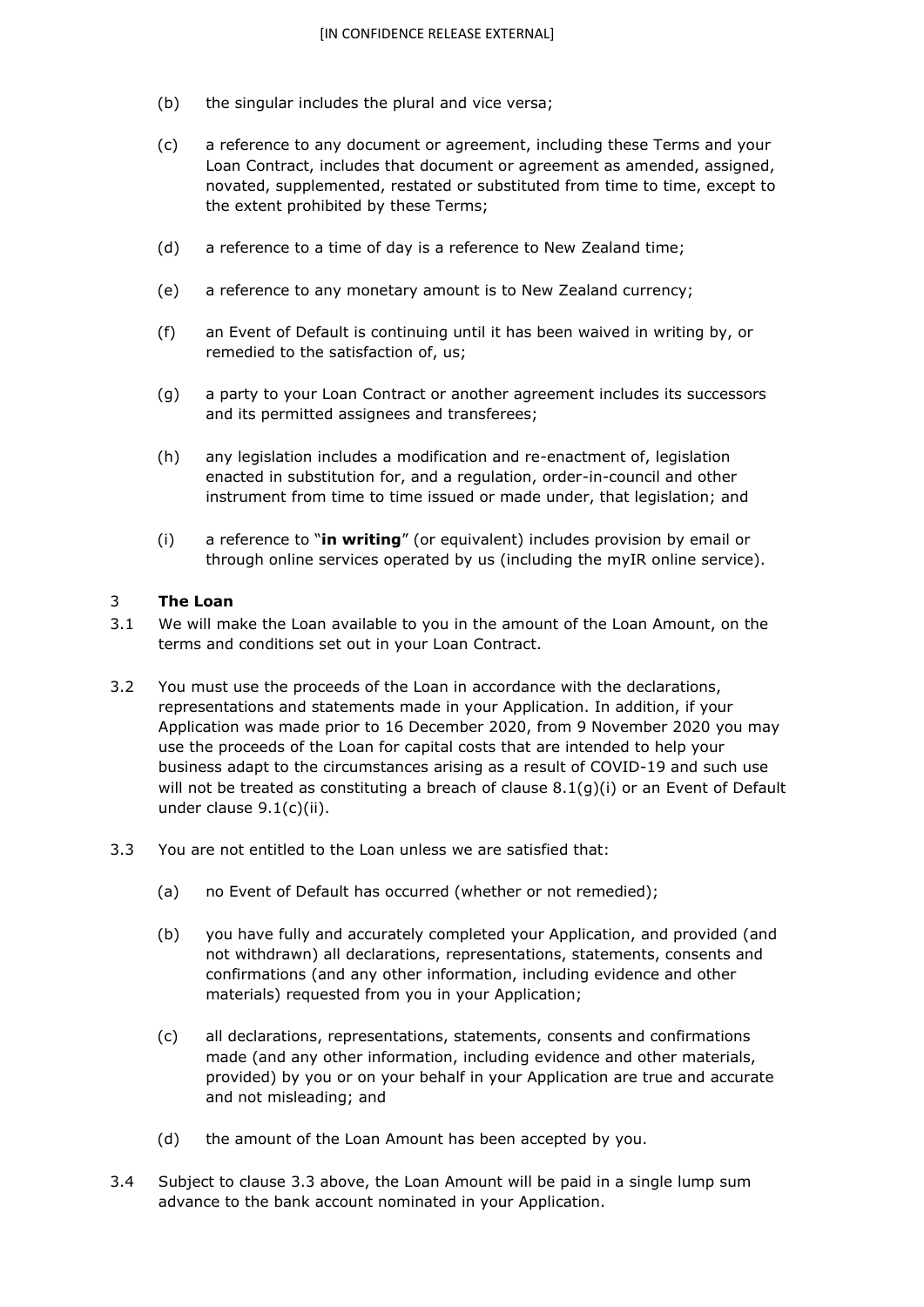(b) the singular includes the plural and vice versa;

(c) a reference to any document or agreement, including these Terms and your Loan Contract, includes that document or agreement as amended, assigned, novated, supplemented, restated or substituted from time to time, except to the extent prohibited by these Terms;

(d) a reference to a time of day is a reference to New Zealand time;

(e) a reference to any monetary amount is to New Zealand currency;

(f) an Event of Default is continuing until it has been waived in writing by, or remedied to the satisfaction of, us;

(g) a party to your Loan Contract or another agreement includes its successors and its permitted assignees and transferees;

(h) any legislation includes a modification and re-enactment of, legislation enacted in substitution for, and a regulation, order-in-council and other instrument from time to time issued or made under, that legislation; and

(i) a reference to "**in writing**" (or equivalent) includes provision by email or through online services operated by us (including the myIR online service).

## 3 The Loan

3.1 We will make the Loan available to you in the amount of the Loan Amount, on the terms and conditions set out in your Loan Contract.

3.2 You must use the proceeds of the Loan in accordance with the declarations, representations and statements made in your Application. In addition, if your Application was made prior to 16 December 2020, from 9 November 2020 you may use the proceeds of the Loan for capital costs that are intended to help your business adapt to the circumstances arising as a result of COVID-19 and such use will not be treated as constituting a breach of clause 8.1(g)(i) or an Event of Default under clause 9.1(c)(ii).

3.3 You are not entitled to the Loan unless we are satisfied that:

(a) no Event of Default has occurred (whether or not remedied);

(b) you have fully and accurately completed your Application, and provided (and not withdrawn) all declarations, representations, statements, consents and confirmations (and any other information, including evidence and other materials) requested from you in your Application;

(c) all declarations, representations, statements, consents and confirmations made (and any other information, including evidence and other materials, provided) by you or on your behalf in your Application are true and accurate and not misleading; and

(d) the amount of the Loan Amount has been accepted by you.

3.4 Subject to clause 3.3 above, the Loan Amount will be paid in a single lump sum advance to the bank account nominated in your Application.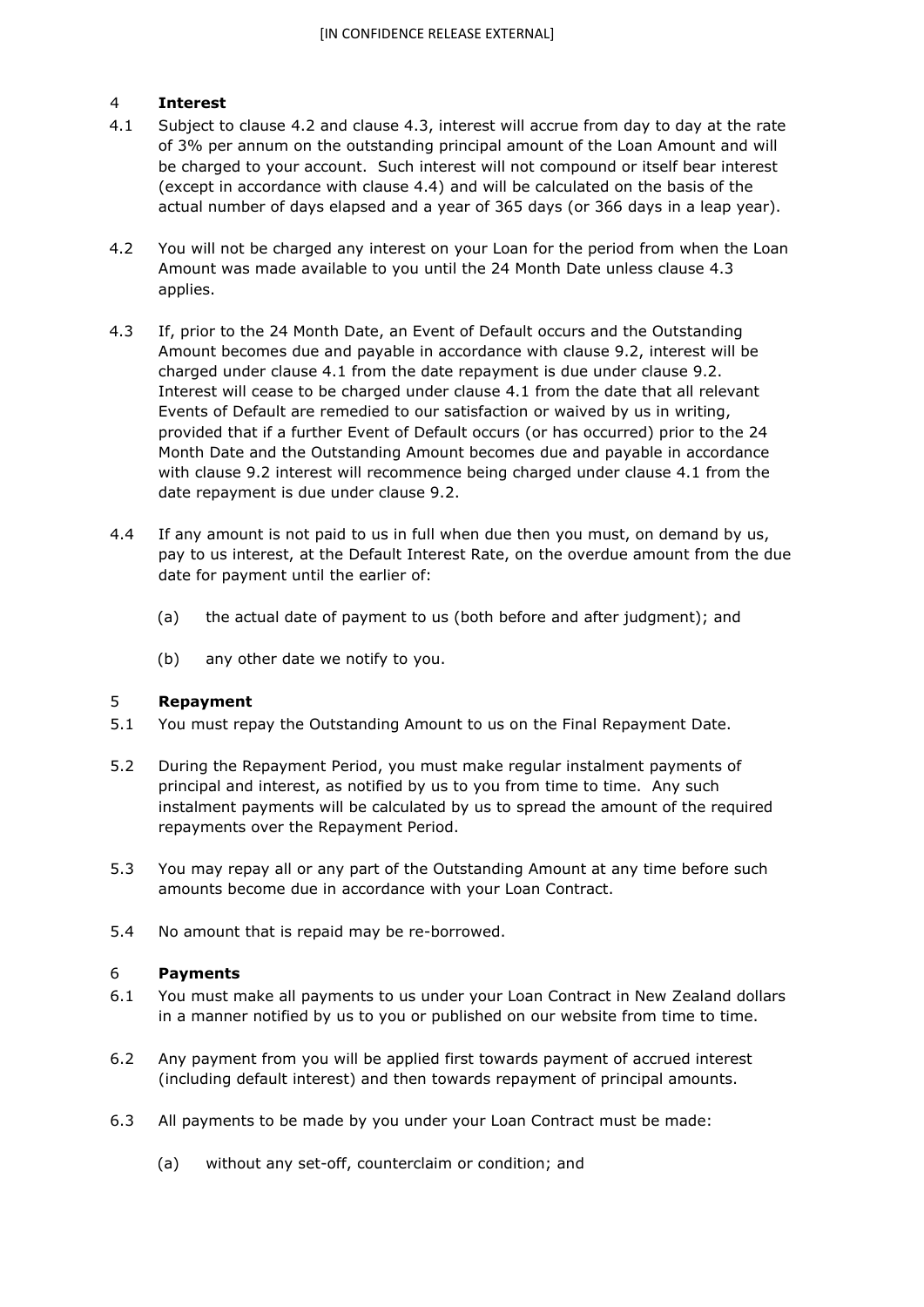## 4 Interest

4.1 Subject to clause 4.2 and clause 4.3, interest will accrue from day to day at the rate of 3% per annum on the outstanding principal amount of the Loan Amount and will be charged to your account. Such interest will not compound or itself bear interest (except in accordance with clause 4.4) and will be calculated on the basis of the actual number of days elapsed and a year of 365 days (or 366 days in a leap year).

4.2 You will not be charged any interest on your Loan for the period from when the Loan Amount was made available to you until the 24 Month Date unless clause 4.3 applies.

4.3 If, prior to the 24 Month Date, an Event of Default occurs and the Outstanding Amount becomes due and payable in accordance with clause 9.2, interest will be charged under clause 4.1 from the date repayment is due under clause 9.2. Interest will cease to be charged under clause 4.1 from the date that all relevant Events of Default are remedied to our satisfaction or waived by us in writing, provided that if a further Event of Default occurs (or has occurred) prior to the 24 Month Date and the Outstanding Amount becomes due and payable in accordance with clause 9.2 interest will recommence being charged under clause 4.1 from the date repayment is due under clause 9.2.

4.4 If any amount is not paid to us in full when due then you must, on demand by us, pay to us interest, at the Default Interest Rate, on the overdue amount from the due date for payment until the earlier of:

(a) the actual date of payment to us (both before and after judgment); and

(b) any other date we notify to you.

## 5 Repayment

5.1 You must repay the Outstanding Amount to us on the Final Repayment Date.

5.2 During the Repayment Period, you must make regular instalment payments of principal and interest, as notified by us to you from time to time. Any such instalment payments will be calculated by us to spread the amount of the required repayments over the Repayment Period.

5.3 You may repay all or any part of the Outstanding Amount at any time before such amounts become due in accordance with your Loan Contract.

5.4 No amount that is repaid may be re-borrowed.

## 6 Payments

6.1 You must make all payments to us under your Loan Contract in New Zealand dollars in a manner notified by us to you or published on our website from time to time.

6.2 Any payment from you will be applied first towards payment of accrued interest (including default interest) and then towards repayment of principal amounts.

6.3 All payments to be made by you under your Loan Contract must be made:

(a) without any set-off, counterclaim or condition; and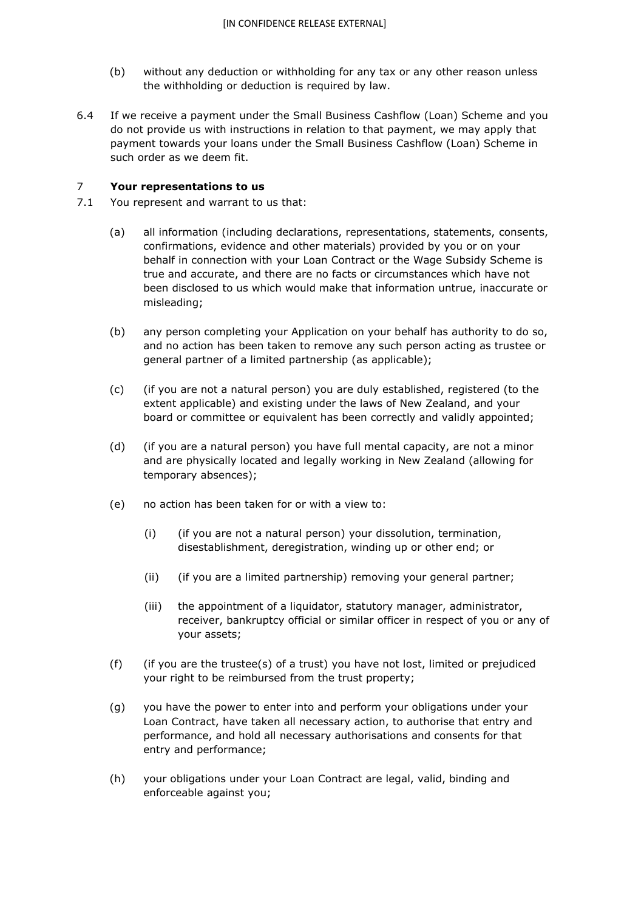(b) without any deduction or withholding for any tax or any other reason unless the withholding or deduction is required by law.

6.4 If we receive a payment under the Small Business Cashflow (Loan) Scheme and you do not provide us with instructions in relation to that payment, we may apply that payment towards your loans under the Small Business Cashflow (Loan) Scheme in such order as we deem fit.

## 7 **Your representations to us**

7.1 You represent and warrant to us that:

(a) all information (including declarations, representations, statements, consents, confirmations, evidence and other materials) provided by you or on your behalf in connection with your Loan Contract or the Wage Subsidy Scheme is true and accurate, and there are no facts or circumstances which have not been disclosed to us which would make that information untrue, inaccurate or misleading;

(b) any person completing your Application on your behalf has authority to do so, and no action has been taken to remove any such person acting as trustee or general partner of a limited partnership (as applicable);

(c) (if you are not a natural person) you are duly established, registered (to the extent applicable) and existing under the laws of New Zealand, and your board or committee or equivalent has been correctly and validly appointed;

(d) (if you are a natural person) you have full mental capacity, are not a minor and are physically located and legally working in New Zealand (allowing for temporary absences);

(e) no action has been taken for or with a view to:

(i) (if you are not a natural person) your dissolution, termination, disestablishment, deregistration, winding up or other end; or

(ii) (if you are a limited partnership) removing your general partner;

(iii) the appointment of a liquidator, statutory manager, administrator, receiver, bankruptcy official or similar officer in respect of you or any of your assets;

(f) (if you are the trustee(s) of a trust) you have not lost, limited or prejudiced your right to be reimbursed from the trust property;

(g) you have the power to enter into and perform your obligations under your Loan Contract, have taken all necessary action, to authorise that entry and performance, and hold all necessary authorisations and consents for that entry and performance;

(h) your obligations under your Loan Contract are legal, valid, binding and enforceable against you;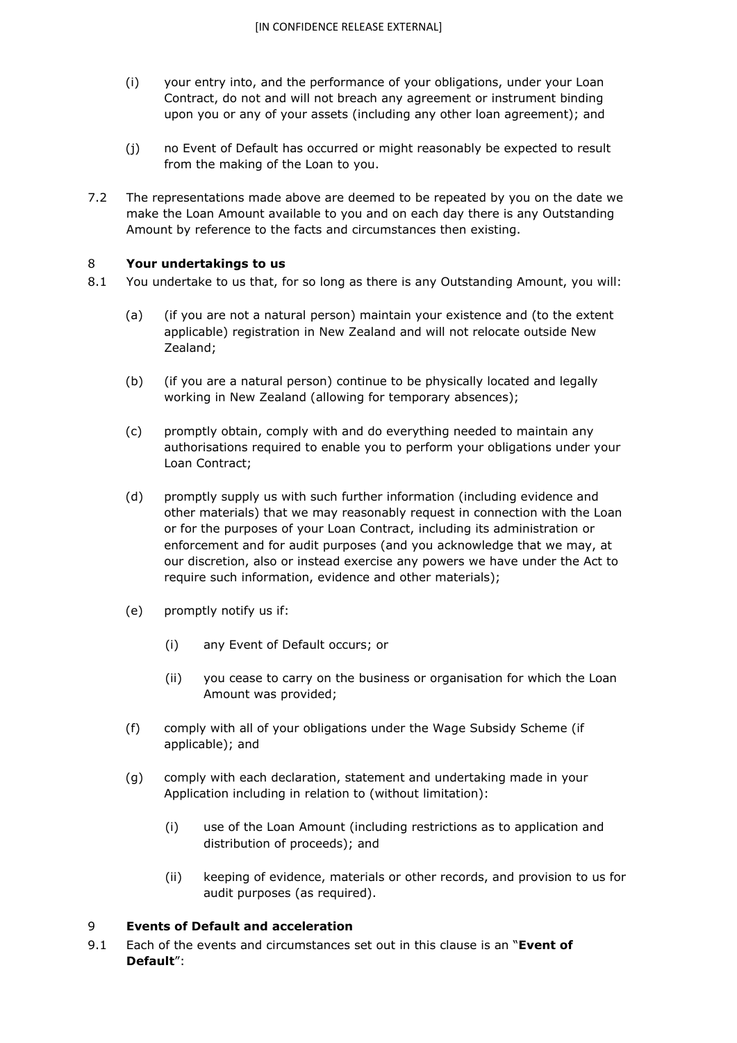(i) your entry into, and the performance of your obligations, under your Loan Contract, do not and will not breach any agreement or instrument binding upon you or any of your assets (including any other loan agreement); and

(j) no Event of Default has occurred or might reasonably be expected to result from the making of the Loan to you.

7.2 The representations made above are deemed to be repeated by you on the date we make the Loan Amount available to you and on each day there is any Outstanding Amount by reference to the facts and circumstances then existing.

## 8 Your undertakings to us

8.1 You undertake to us that, for so long as there is any Outstanding Amount, you will:

(a) (if you are not a natural person) maintain your existence and (to the extent applicable) registration in New Zealand and will not relocate outside New Zealand;

(b) (if you are a natural person) continue to be physically located and legally working in New Zealand (allowing for temporary absences);

(c) promptly obtain, comply with and do everything needed to maintain any authorisations required to enable you to perform your obligations under your Loan Contract;

(d) promptly supply us with such further information (including evidence and other materials) that we may reasonably request in connection with the Loan or for the purposes of your Loan Contract, including its administration or enforcement and for audit purposes (and you acknowledge that we may, at our discretion, also or instead exercise any powers we have under the Act to require such information, evidence and other materials);

(e) promptly notify us if:

   (i) any Event of Default occurs; or

   (ii) you cease to carry on the business or organisation for which the Loan Amount was provided;

(f) comply with all of your obligations under the Wage Subsidy Scheme (if applicable); and

(g) comply with each declaration, statement and undertaking made in your Application including in relation to (without limitation):

   (i) use of the Loan Amount (including restrictions as to application and distribution of proceeds); and

   (ii) keeping of evidence, materials or other records, and provision to us for audit purposes (as required).

## 9 Events of Default and acceleration

9.1 Each of the events and circumstances set out in this clause is an "**Event of Default**":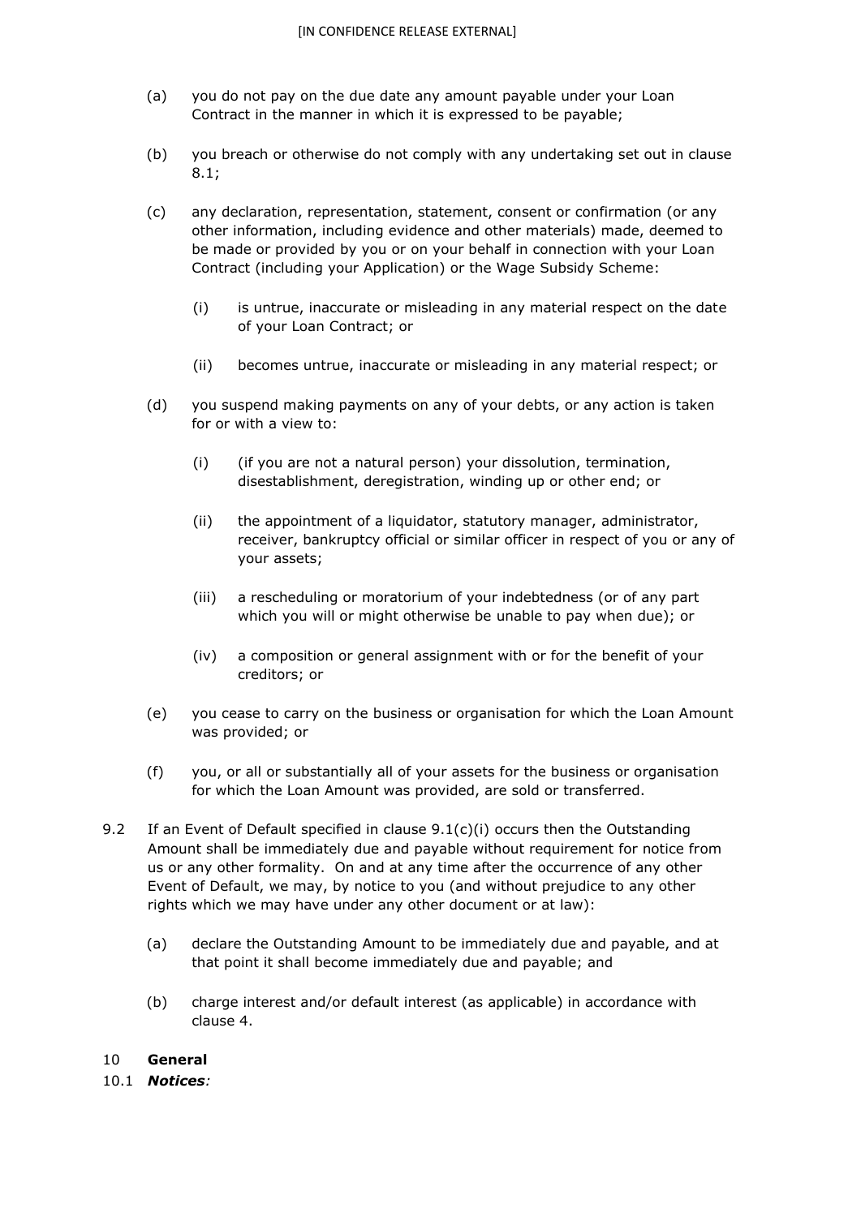(a) you do not pay on the due date any amount payable under your Loan Contract in the manner in which it is expressed to be payable;

(b) you breach or otherwise do not comply with any undertaking set out in clause 8.1;

(c) any declaration, representation, statement, consent or confirmation (or any other information, including evidence and other materials) made, deemed to be made or provided by you or on your behalf in connection with your Loan Contract (including your Application) or the Wage Subsidy Scheme:

  (i) is untrue, inaccurate or misleading in any material respect on the date of your Loan Contract; or

  (ii) becomes untrue, inaccurate or misleading in any material respect; or

(d) you suspend making payments on any of your debts, or any action is taken for or with a view to:

  (i) (if you are not a natural person) your dissolution, termination, disestablishment, deregistration, winding up or other end; or

  (ii) the appointment of a liquidator, statutory manager, administrator, receiver, bankruptcy official or similar officer in respect of you or any of your assets;

  (iii) a rescheduling or moratorium of your indebtedness (or of any part which you will or might otherwise be unable to pay when due); or

  (iv) a composition or general assignment with or for the benefit of your creditors; or

(e) you cease to carry on the business or organisation for which the Loan Amount was provided; or

(f) you, or all or substantially all of your assets for the business or organisation for which the Loan Amount was provided, are sold or transferred.

9.2 If an Event of Default specified in clause 9.1(c)(i) occurs then the Outstanding Amount shall be immediately due and payable without requirement for notice from us or any other formality. On and at any time after the occurrence of any other Event of Default, we may, by notice to you (and without prejudice to any other rights which we may have under any other document or at law):

(a) declare the Outstanding Amount to be immediately due and payable, and at that point it shall become immediately due and payable; and

(b) charge interest and/or default interest (as applicable) in accordance with clause 4.

## 10 **General**

10.1 ***Notices****:*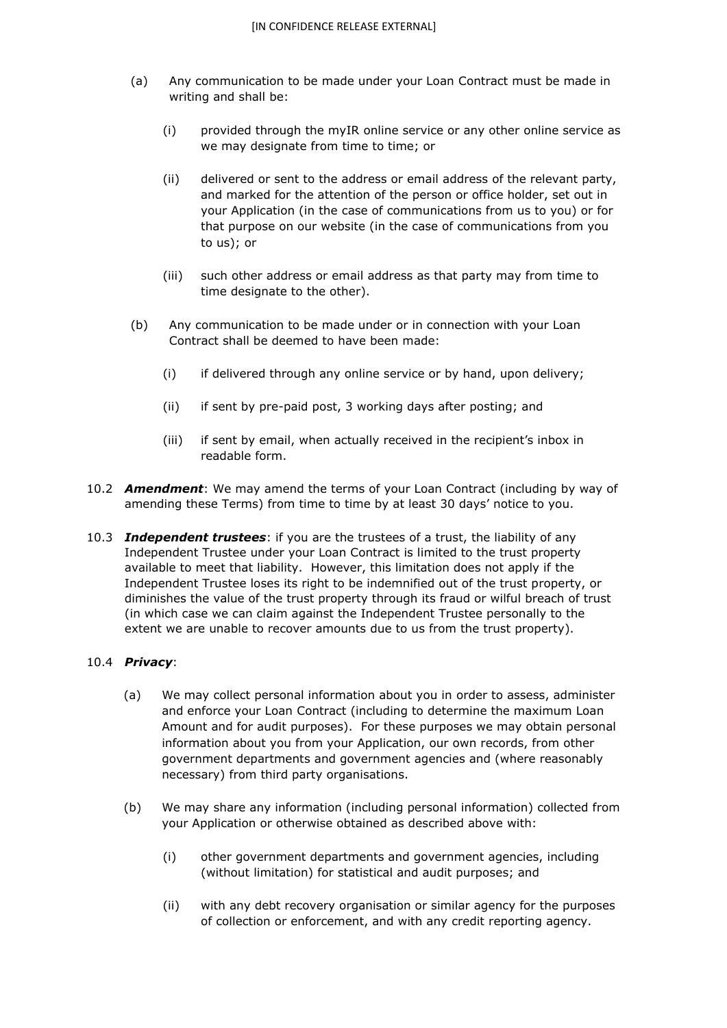(a) Any communication to be made under your Loan Contract must be made in writing and shall be:

   (i) provided through the myIR online service or any other online service as we may designate from time to time; or

   (ii) delivered or sent to the address or email address of the relevant party, and marked for the attention of the person or office holder, set out in your Application (in the case of communications from us to you) or for that purpose on our website (in the case of communications from you to us); or

   (iii) such other address or email address as that party may from time to time designate to the other).

(b) Any communication to be made under or in connection with your Loan Contract shall be deemed to have been made:

   (i) if delivered through any online service or by hand, upon delivery;

   (ii) if sent by pre-paid post, 3 working days after posting; and

   (iii) if sent by email, when actually received in the recipient's inbox in readable form.

10.2 ***Amendment***: We may amend the terms of your Loan Contract (including by way of amending these Terms) from time to time by at least 30 days' notice to you.

10.3 ***Independent trustees***: if you are the trustees of a trust, the liability of any Independent Trustee under your Loan Contract is limited to the trust property available to meet that liability. However, this limitation does not apply if the Independent Trustee loses its right to be indemnified out of the trust property, or diminishes the value of the trust property through its fraud or wilful breach of trust (in which case we can claim against the Independent Trustee personally to the extent we are unable to recover amounts due to us from the trust property).

10.4 ***Privacy***:

(a) We may collect personal information about you in order to assess, administer and enforce your Loan Contract (including to determine the maximum Loan Amount and for audit purposes). For these purposes we may obtain personal information about you from your Application, our own records, from other government departments and government agencies and (where reasonably necessary) from third party organisations.

(b) We may share any information (including personal information) collected from your Application or otherwise obtained as described above with:

   (i) other government departments and government agencies, including (without limitation) for statistical and audit purposes; and

   (ii) with any debt recovery organisation or similar agency for the purposes of collection or enforcement, and with any credit reporting agency.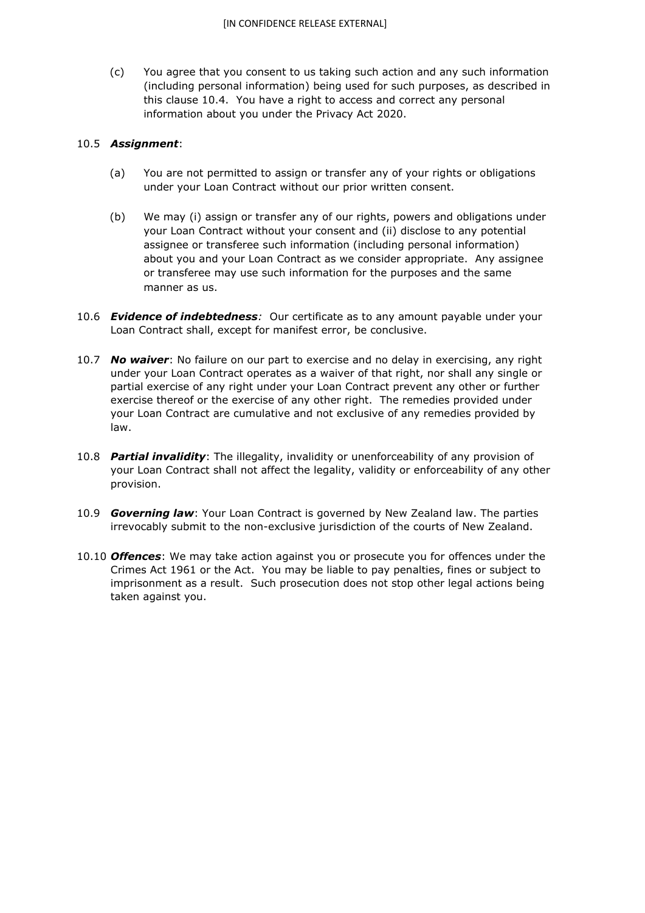(c) You agree that you consent to us taking such action and any such information (including personal information) being used for such purposes, as described in this clause 10.4. You have a right to access and correct any personal information about you under the Privacy Act 2020.

10.5 ***Assignment***:

(a) You are not permitted to assign or transfer any of your rights or obligations under your Loan Contract without our prior written consent.

(b) We may (i) assign or transfer any of our rights, powers and obligations under your Loan Contract without your consent and (ii) disclose to any potential assignee or transferee such information (including personal information) about you and your Loan Contract as we consider appropriate. Any assignee or transferee may use such information for the purposes and the same manner as us.

10.6 ***Evidence of indebtedness****:* Our certificate as to any amount payable under your Loan Contract shall, except for manifest error, be conclusive.

10.7 ***No waiver***: No failure on our part to exercise and no delay in exercising, any right under your Loan Contract operates as a waiver of that right, nor shall any single or partial exercise of any right under your Loan Contract prevent any other or further exercise thereof or the exercise of any other right. The remedies provided under your Loan Contract are cumulative and not exclusive of any remedies provided by law.

10.8 ***Partial invalidity***: The illegality, invalidity or unenforceability of any provision of your Loan Contract shall not affect the legality, validity or enforceability of any other provision.

10.9 ***Governing law***: Your Loan Contract is governed by New Zealand law. The parties irrevocably submit to the non-exclusive jurisdiction of the courts of New Zealand.

10.10 ***Offences***: We may take action against you or prosecute you for offences under the Crimes Act 1961 or the Act. You may be liable to pay penalties, fines or subject to imprisonment as a result. Such prosecution does not stop other legal actions being taken against you.